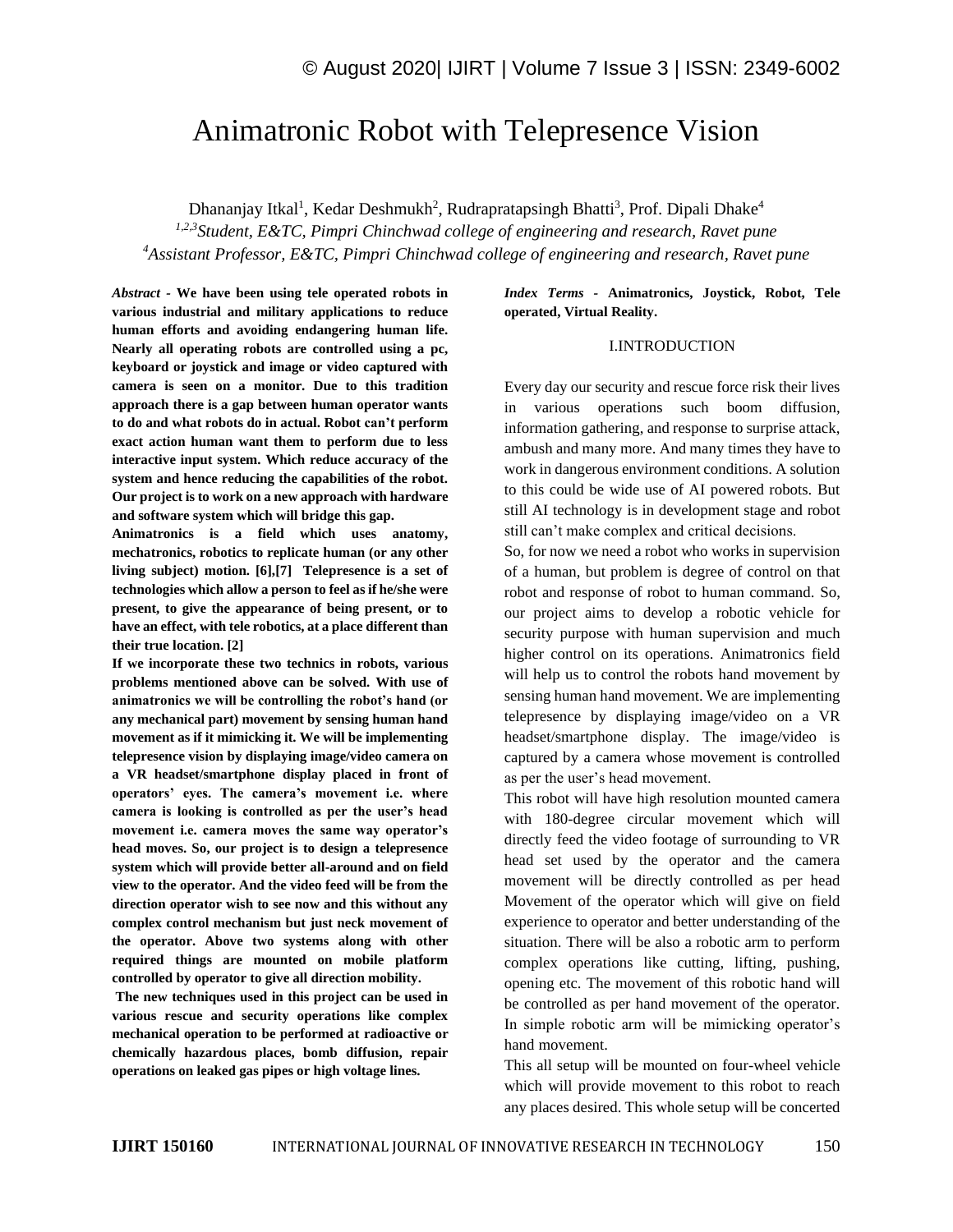# Animatronic Robot with Telepresence Vision

Dhananjay Itkal[1], Kedar Deshmukh[2], Rudrapratapsingh Bhatti[3], Prof. Dipali Dhake[4]

[1,2,3]*Student, E&TC, Pimpri Chinchwad college of engineering and research, Ravet pune*

[4]*Assistant Professor, E&TC, Pimpri Chinchwad college of engineering and research, Ravet pune*

***Abstract* - We have been using tele operated robots in various industrial and military applications to reduce human efforts and avoiding endangering human life. Nearly all operating robots are controlled using a pc, keyboard or joystick and image or video captured with camera is seen on a monitor. Due to this tradition approach there is a gap between human operator wants to do and what robots do in actual. Robot can't perform exact action human want them to perform due to less interactive input system. Which reduce accuracy of the system and hence reducing the capabilities of the robot. Our project is to work on a new approach with hardware and software system which will bridge this gap.**

**Animatronics is a field which uses anatomy, mechatronics, robotics to replicate human (or any other living subject) motion. [6],[7] Telepresence is a set of technologies which allow a person to feel as if he/she were present, to give the appearance of being present, or to have an effect, with tele robotics, at a place different than their true location. [2]**

**If we incorporate these two technics in robots, various problems mentioned above can be solved. With use of animatronics we will be controlling the robot's hand (or any mechanical part) movement by sensing human hand movement as if it mimicking it. We will be implementing telepresence vision by displaying image/video camera on a VR headset/smartphone display placed in front of operators' eyes. The camera's movement i.e. where camera is looking is controlled as per the user's head movement i.e. camera moves the same way operator's head moves. So, our project is to design a telepresence system which will provide better all-around and on field view to the operator. And the video feed will be from the direction operator wish to see now and this without any complex control mechanism but just neck movement of the operator. Above two systems along with other required things are mounted on mobile platform controlled by operator to give all direction mobility.**

**The new techniques used in this project can be used in various rescue and security operations like complex mechanical operation to be performed at radioactive or chemically hazardous places, bomb diffusion, repair operations on leaked gas pipes or high voltage lines.**

***Index Terms* - Animatronics, Joystick, Robot, Tele operated, Virtual Reality.**

## I.INTRODUCTION

Every day our security and rescue force risk their lives in various operations such boom diffusion, information gathering, and response to surprise attack, ambush and many more. And many times they have to work in dangerous environment conditions. A solution to this could be wide use of AI powered robots. But still AI technology is in development stage and robot still can't make complex and critical decisions.

So, for now we need a robot who works in supervision of a human, but problem is degree of control on that robot and response of robot to human command. So, our project aims to develop a robotic vehicle for security purpose with human supervision and much higher control on its operations. Animatronics field will help us to control the robots hand movement by sensing human hand movement. We are implementing telepresence by displaying image/video on a VR headset/smartphone display. The image/video is captured by a camera whose movement is controlled as per the user's head movement.

This robot will have high resolution mounted camera with 180-degree circular movement which will directly feed the video footage of surrounding to VR head set used by the operator and the camera movement will be directly controlled as per head Movement of the operator which will give on field experience to operator and better understanding of the situation. There will be also a robotic arm to perform complex operations like cutting, lifting, pushing, opening etc. The movement of this robotic hand will be controlled as per hand movement of the operator. In simple robotic arm will be mimicking operator's hand movement.

This all setup will be mounted on four-wheel vehicle which will provide movement to this robot to reach any places desired. This whole setup will be concerted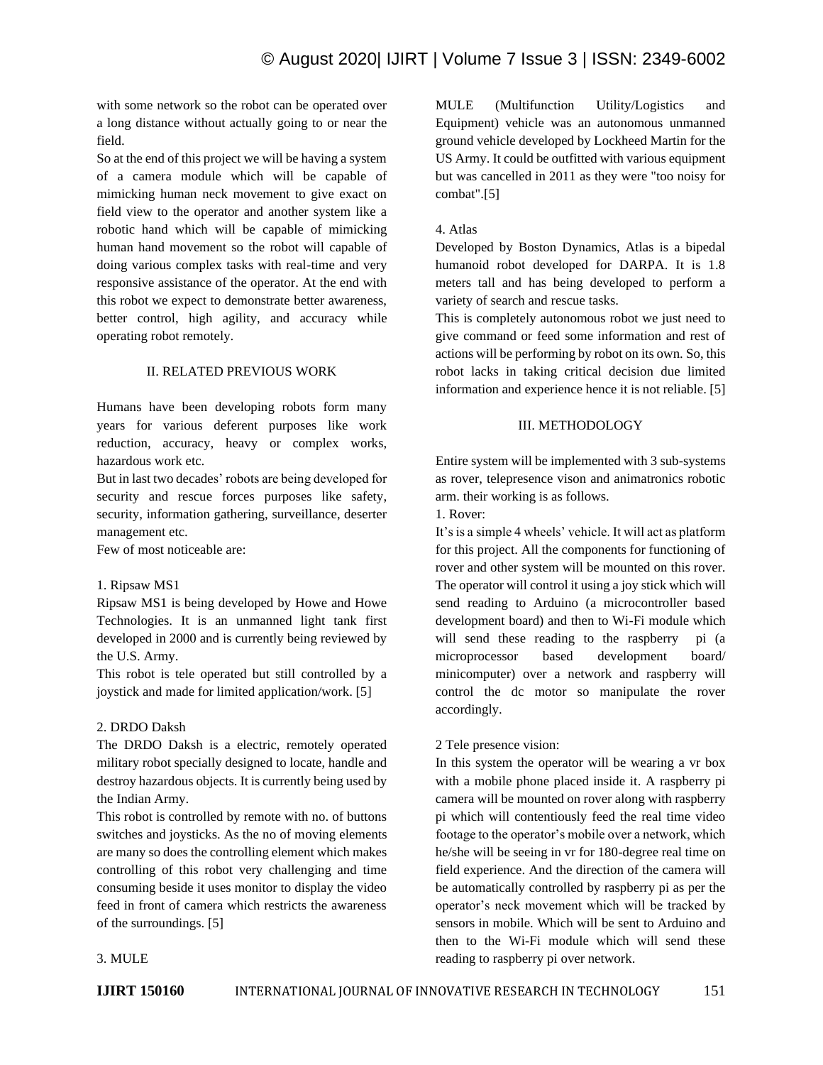with some network so the robot can be operated over a long distance without actually going to or near the field.

So at the end of this project we will be having a system of a camera module which will be capable of mimicking human neck movement to give exact on field view to the operator and another system like a robotic hand which will be capable of mimicking human hand movement so the robot will capable of doing various complex tasks with real-time and very responsive assistance of the operator. At the end with this robot we expect to demonstrate better awareness, better control, high agility, and accuracy while operating robot remotely.

## II. RELATED PREVIOUS WORK

Humans have been developing robots form many years for various deferent purposes like work reduction, accuracy, heavy or complex works, hazardous work etc.

But in last two decades' robots are being developed for security and rescue forces purposes like safety, security, information gathering, surveillance, deserter management etc.

Few of most noticeable are:

1. Ripsaw MS1

Ripsaw MS1 is being developed by Howe and Howe Technologies. It is an unmanned light tank first developed in 2000 and is currently being reviewed by the U.S. Army.

This robot is tele operated but still controlled by a joystick and made for limited application/work. [5]

2. DRDO Daksh

The DRDO Daksh is a electric, remotely operated military robot specially designed to locate, handle and destroy hazardous objects. It is currently being used by the Indian Army.

This robot is controlled by remote with no. of buttons switches and joysticks. As the no of moving elements are many so does the controlling element which makes controlling of this robot very challenging and time consuming beside it uses monitor to display the video feed in front of camera which restricts the awareness of the surroundings. [5]

3. MULE

MULE (Multifunction Utility/Logistics and Equipment) vehicle was an autonomous unmanned ground vehicle developed by Lockheed Martin for the US Army. It could be outfitted with various equipment but was cancelled in 2011 as they were "too noisy for combat".[5]

4. Atlas

Developed by Boston Dynamics, Atlas is a bipedal humanoid robot developed for DARPA. It is 1.8 meters tall and has being developed to perform a variety of search and rescue tasks.

This is completely autonomous robot we just need to give command or feed some information and rest of actions will be performing by robot on its own. So, this robot lacks in taking critical decision due limited information and experience hence it is not reliable. [5]

## III. METHODOLOGY

Entire system will be implemented with 3 sub-systems as rover, telepresence vison and animatronics robotic arm. their working is as follows.

1. Rover:

It's is a simple 4 wheels' vehicle. It will act as platform for this project. All the components for functioning of rover and other system will be mounted on this rover. The operator will control it using a joy stick which will send reading to Arduino (a microcontroller based development board) and then to Wi-Fi module which will send these reading to the raspberry pi (a microprocessor based development board/ minicomputer) over a network and raspberry will control the dc motor so manipulate the rover accordingly.

2 Tele presence vision:

In this system the operator will be wearing a vr box with a mobile phone placed inside it. A raspberry pi camera will be mounted on rover along with raspberry pi which will contentiously feed the real time video footage to the operator's mobile over a network, which he/she will be seeing in vr for 180-degree real time on field experience. And the direction of the camera will be automatically controlled by raspberry pi as per the operator's neck movement which will be tracked by sensors in mobile. Which will be sent to Arduino and then to the Wi-Fi module which will send these reading to raspberry pi over network.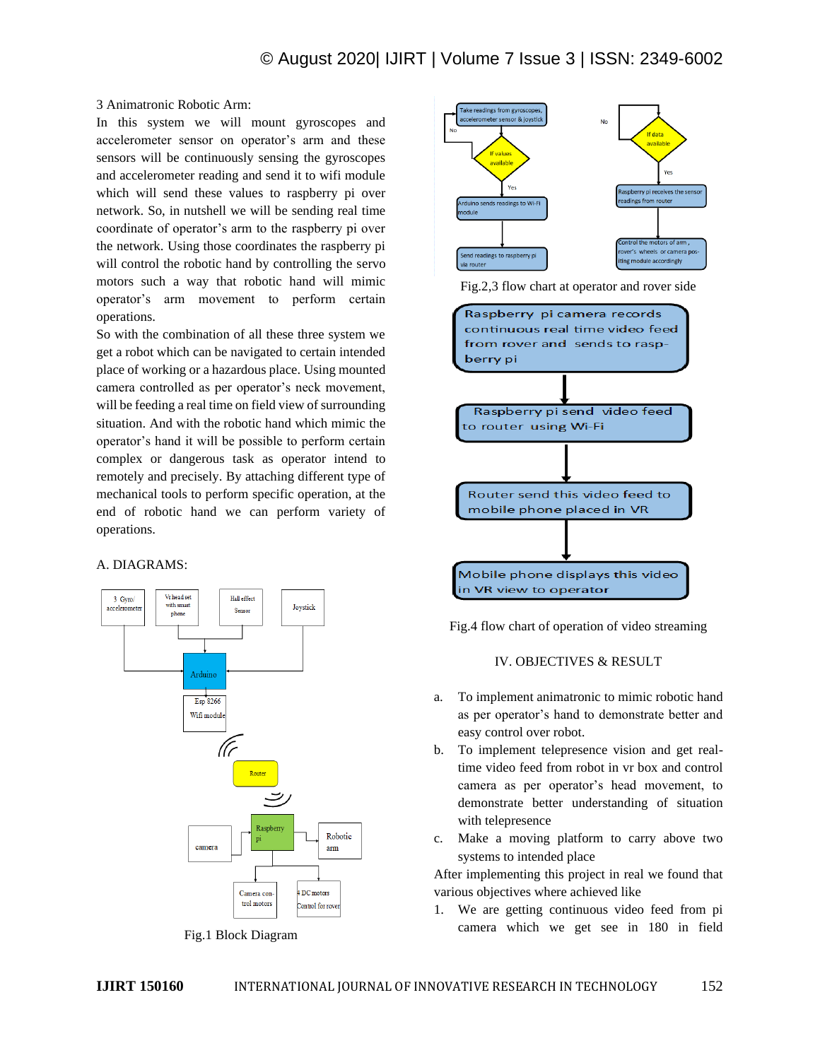3 Animatronic Robotic Arm:

In this system we will mount gyroscopes and accelerometer sensor on operator's arm and these sensors will be continuously sensing the gyroscopes and accelerometer reading and send it to wifi module which will send these values to raspberry pi over network. So, in nutshell we will be sending real time coordinate of operator's arm to the raspberry pi over the network. Using those coordinates the raspberry pi will control the robotic hand by controlling the servo motors such a way that robotic hand will mimic operator's arm movement to perform certain operations.

So with the combination of all these three system we get a robot which can be navigated to certain intended place of working or a hazardous place. Using mounted camera controlled as per operator's neck movement, will be feeding a real time on field view of surrounding situation. And with the robotic hand which mimic the operator's hand it will be possible to perform certain complex or dangerous task as operator intend to remotely and precisely. By attaching different type of mechanical tools to perform specific operation, at the end of robotic hand we can perform variety of operations.

## A. DIAGRAMS:

Fig.1 Block Diagram

Fig.2,3 flow chart at operator and rover side

Fig.4 flow chart of operation of video streaming

## IV. OBJECTIVES & RESULT

a. To implement animatronic to mimic robotic hand as per operator's hand to demonstrate better and easy control over robot.
b. To implement telepresence vision and get real-time video feed from robot in vr box and control camera as per operator's head movement, to demonstrate better understanding of situation with telepresence
c. Make a moving platform to carry above two systems to intended place

After implementing this project in real we found that various objectives where achieved like

1. We are getting continuous video feed from pi camera which we get see in 180 in field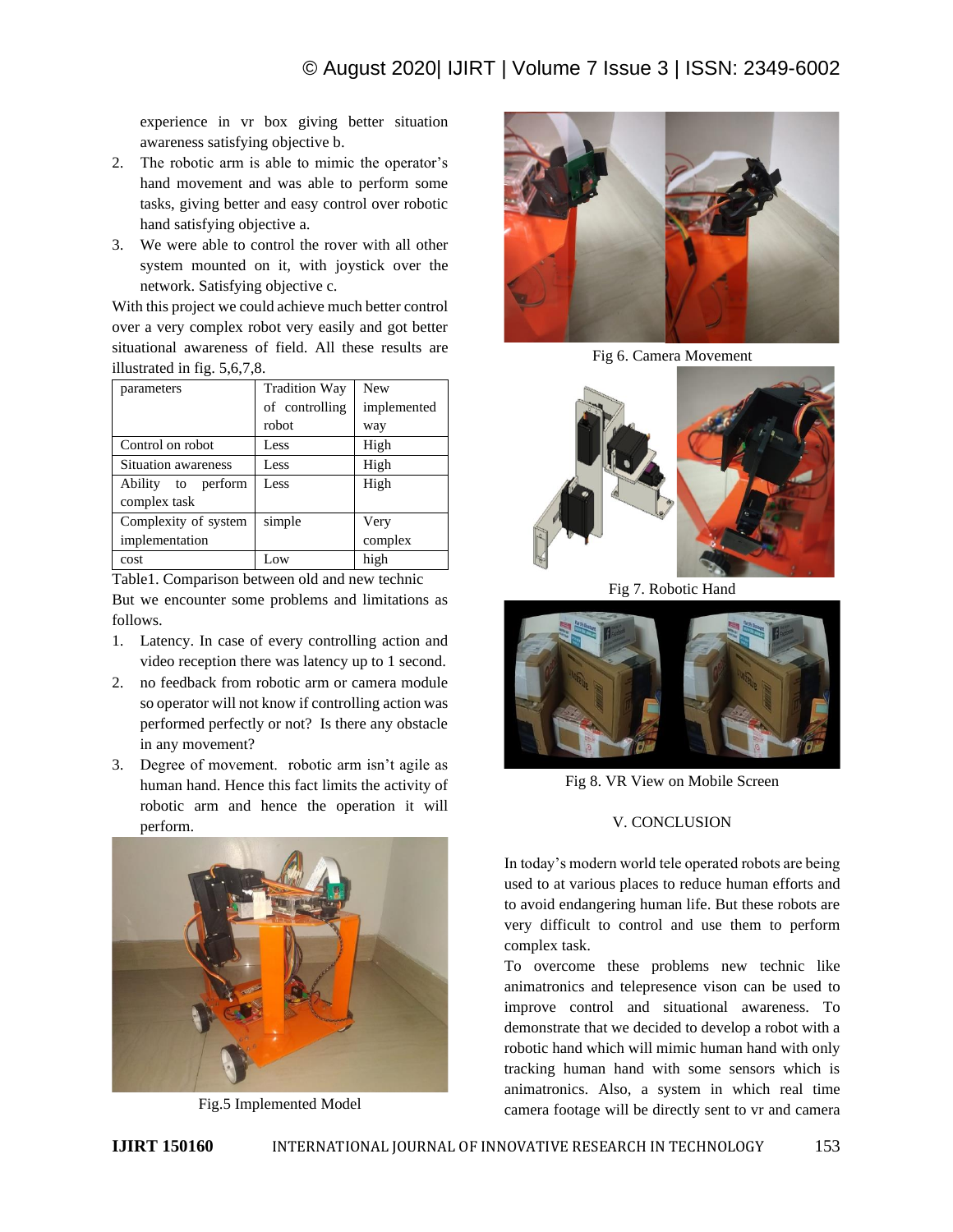experience in vr box giving better situation awareness satisfying objective b.

2. The robotic arm is able to mimic the operator's hand movement and was able to perform some tasks, giving better and easy control over robotic hand satisfying objective a.
3. We were able to control the rover with all other system mounted on it, with joystick over the network. Satisfying objective c.

With this project we could achieve much better control over a very complex robot very easily and got better situational awareness of field. All these results are illustrated in fig. 5,6,7,8.

| parameters | Tradition Way of controlling robot | New implemented way |
|---|---|---|
| Control on robot | Less | High |
| Situation awareness | Less | High |
| Ability to perform complex task | Less | High |
| Complexity of system implementation | simple | Very complex |
| cost | Low | high |

Table1. Comparison between old and new technic

But we encounter some problems and limitations as follows.

1. Latency. In case of every controlling action and video reception there was latency up to 1 second.
2. no feedback from robotic arm or camera module so operator will not know if controlling action was performed perfectly or not? Is there any obstacle in any movement?
3. Degree of movement. robotic arm isn't agile as human hand. Hence this fact limits the activity of robotic arm and hence the operation it will perform.

Fig.5 Implemented Model

Fig 6. Camera Movement

Fig 7. Robotic Hand

Fig 8. VR View on Mobile Screen

## V. CONCLUSION

In today's modern world tele operated robots are being used to at various places to reduce human efforts and to avoid endangering human life. But these robots are very difficult to control and use them to perform complex task.

To overcome these problems new technic like animatronics and telepresence vison can be used to improve control and situational awareness. To demonstrate that we decided to develop a robot with a robotic hand which will mimic human hand with only tracking human hand with some sensors which is animatronics. Also, a system in which real time camera footage will be directly sent to vr and camera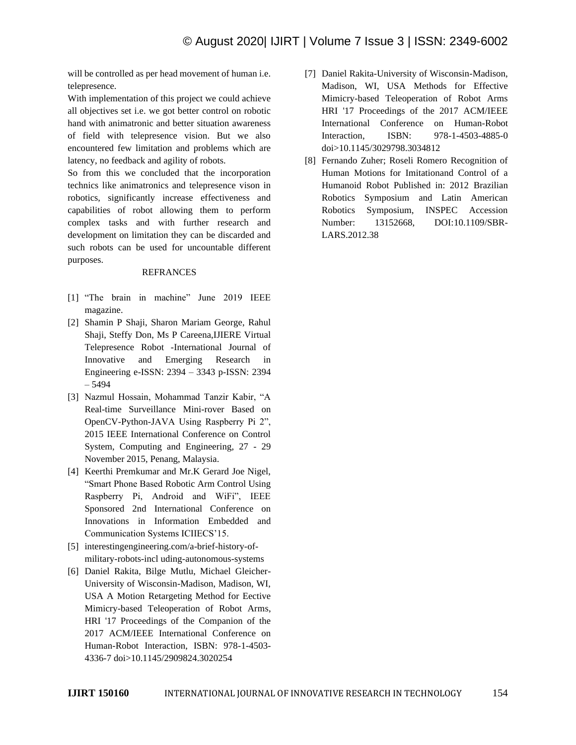will be controlled as per head movement of human i.e. telepresence.

With implementation of this project we could achieve all objectives set i.e. we got better control on robotic hand with animatronic and better situation awareness of field with telepresence vision. But we also encountered few limitation and problems which are latency, no feedback and agility of robots.

So from this we concluded that the incorporation technics like animatronics and telepresence vison in robotics, significantly increase effectiveness and capabilities of robot allowing them to perform complex tasks and with further research and development on limitation they can be discarded and such robots can be used for uncountable different purposes.

## REFRANCES

[1] "The brain in machine" June 2019 IEEE magazine.

[2] Shamin P Shaji, Sharon Mariam George, Rahul Shaji, Steffy Don, Ms P Careena,IJIERE Virtual Telepresence Robot -International Journal of Innovative and Emerging Research in Engineering e-ISSN: 2394 – 3343 p-ISSN: 2394 – 5494

[3] Nazmul Hossain, Mohammad Tanzir Kabir, "A Real-time Surveillance Mini-rover Based on OpenCV-Python-JAVA Using Raspberry Pi 2", 2015 IEEE International Conference on Control System, Computing and Engineering, 27 - 29 November 2015, Penang, Malaysia.

[4] Keerthi Premkumar and Mr.K Gerard Joe Nigel, "Smart Phone Based Robotic Arm Control Using Raspberry Pi, Android and WiFi", IEEE Sponsored 2nd International Conference on Innovations in Information Embedded and Communication Systems ICIIECS'15.

[5] interestingengineering.com/a-brief-history-of-military-robots-incl uding-autonomous-systems

[6] Daniel Rakita, Bilge Mutlu, Michael Gleicher-University of Wisconsin-Madison, Madison, WI, USA A Motion Retargeting Method for Eective Mimicry-based Teleoperation of Robot Arms, HRI '17 Proceedings of the Companion of the 2017 ACM/IEEE International Conference on Human-Robot Interaction, ISBN: 978-1-4503-4336-7 doi>10.1145/2909824.3020254

[7] Daniel Rakita-University of Wisconsin-Madison, Madison, WI, USA Methods for Effective Mimicry-based Teleoperation of Robot Arms HRI '17 Proceedings of the 2017 ACM/IEEE International Conference on Human-Robot Interaction, ISBN: 978-1-4503-4885-0 doi>10.1145/3029798.3034812

[8] Fernando Zuher; Roseli Romero Recognition of Human Motions for Imitationand Control of a Humanoid Robot Published in: 2012 Brazilian Robotics Symposium and Latin American Robotics Symposium, INSPEC Accession Number: 13152668, DOI:10.1109/SBR-LARS.2012.38